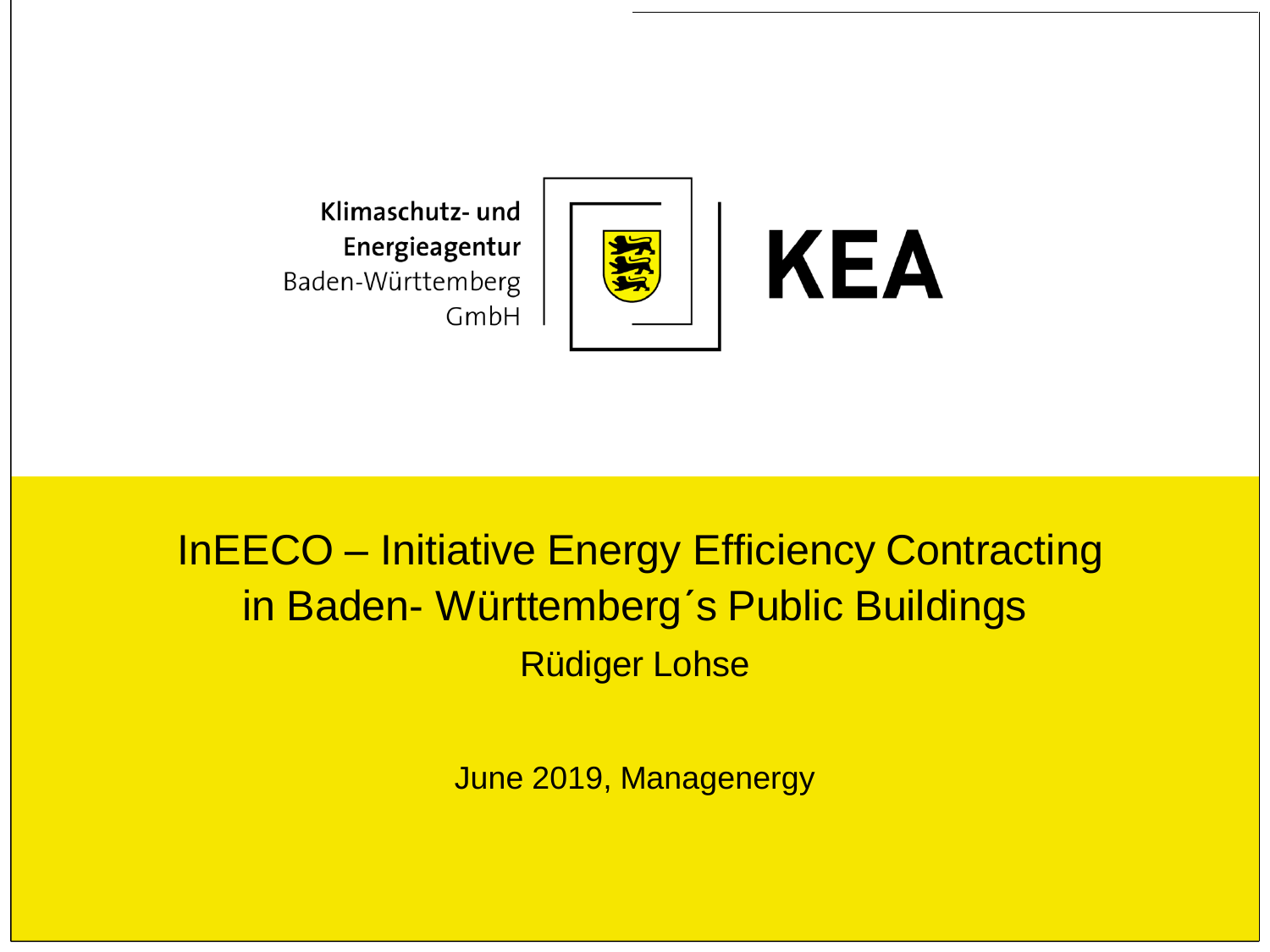Klimaschutz- und Energieagentur Baden-Württemberg GmbH

KEA

# InEECO – Initiative Energy Efficiency Contracting in Baden- Württemberg´s Public Buildings

Rüdiger Lohse

June 2019, Managenergy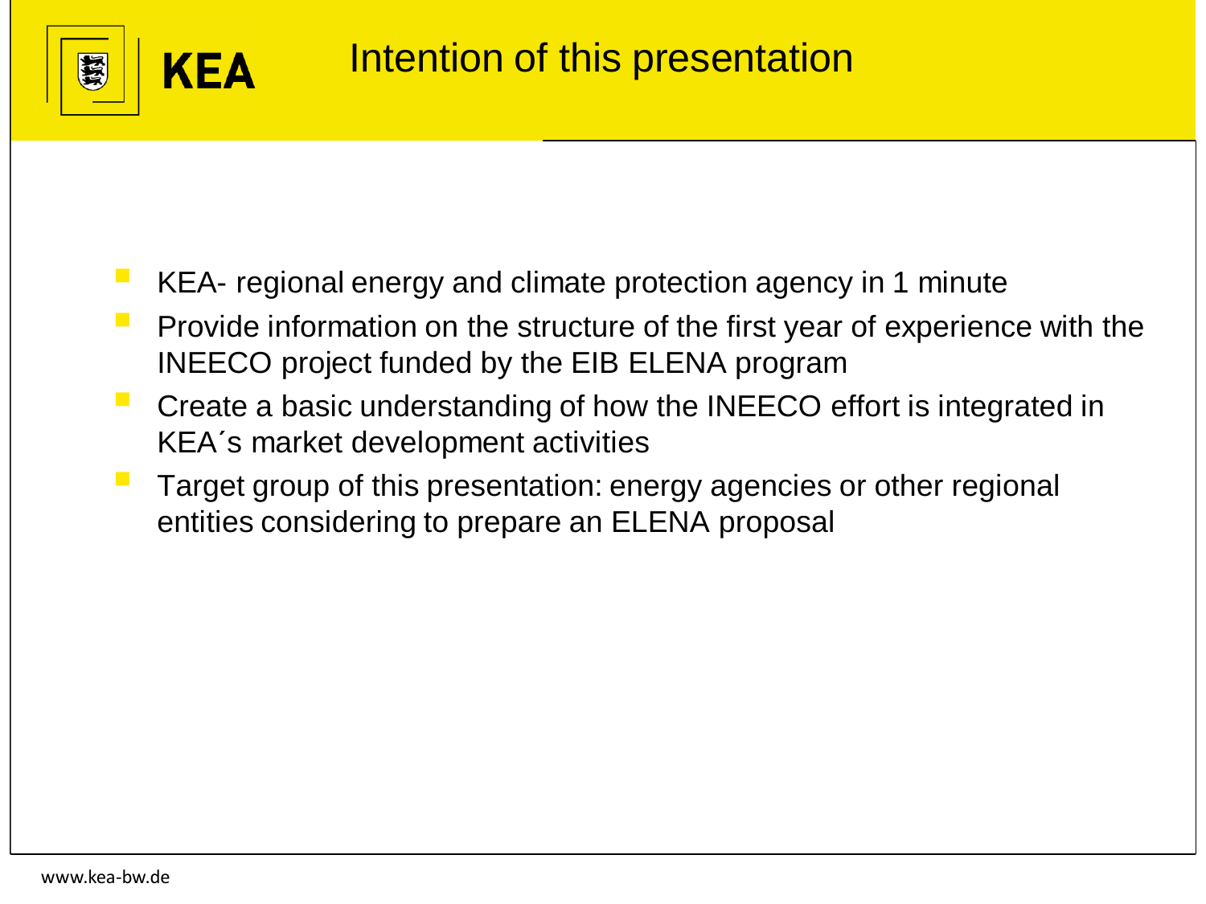# Intention of this presentation

- KEA- regional energy and climate protection agency in 1 minute
- Provide information on the structure of the first year of experience with the INEECO project funded by the EIB ELENA program
- Create a basic understanding of how the INEECO effort is integrated in KEA´s market development activities
- Target group of this presentation: energy agencies or other regional entities considering to prepare an ELENA proposal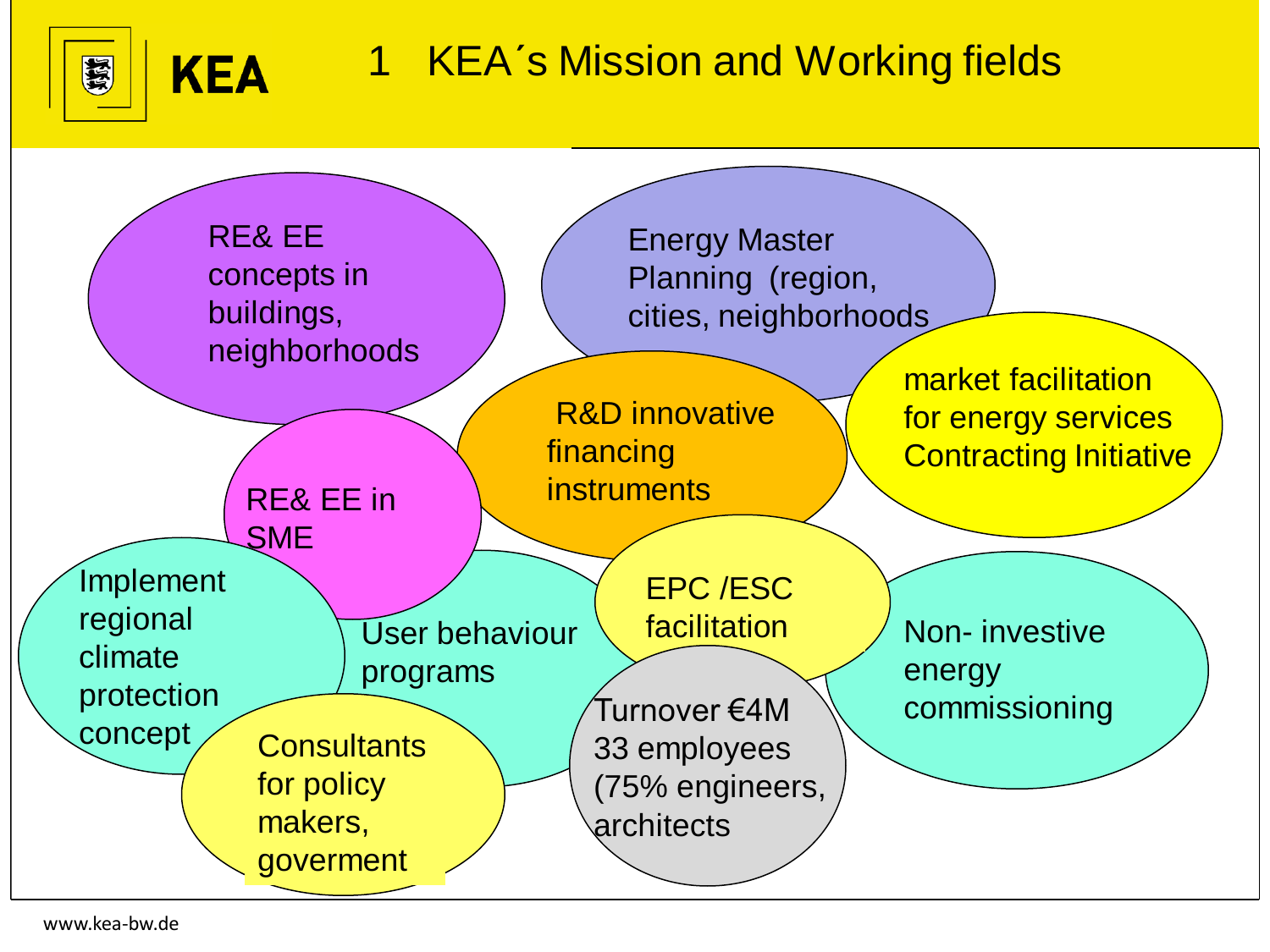# 1 KEA´s Mission and Working fields

- RE& EE concepts in buildings, neighborhoods
- Energy Master Planning (region, cities, neighborhoods
- market facilitation for energy services Contracting Initiative
- R&D innovative financing instruments
- RE& EE in SME
- Implement regional climate protection concept
- User behaviour programs
- EPC /ESC facilitation
- Non- investive energy commissioning
- Consultants for policy makers, goverment
- Turnover €4M 33 employees (75% engineers, architects

www.kea-bw.de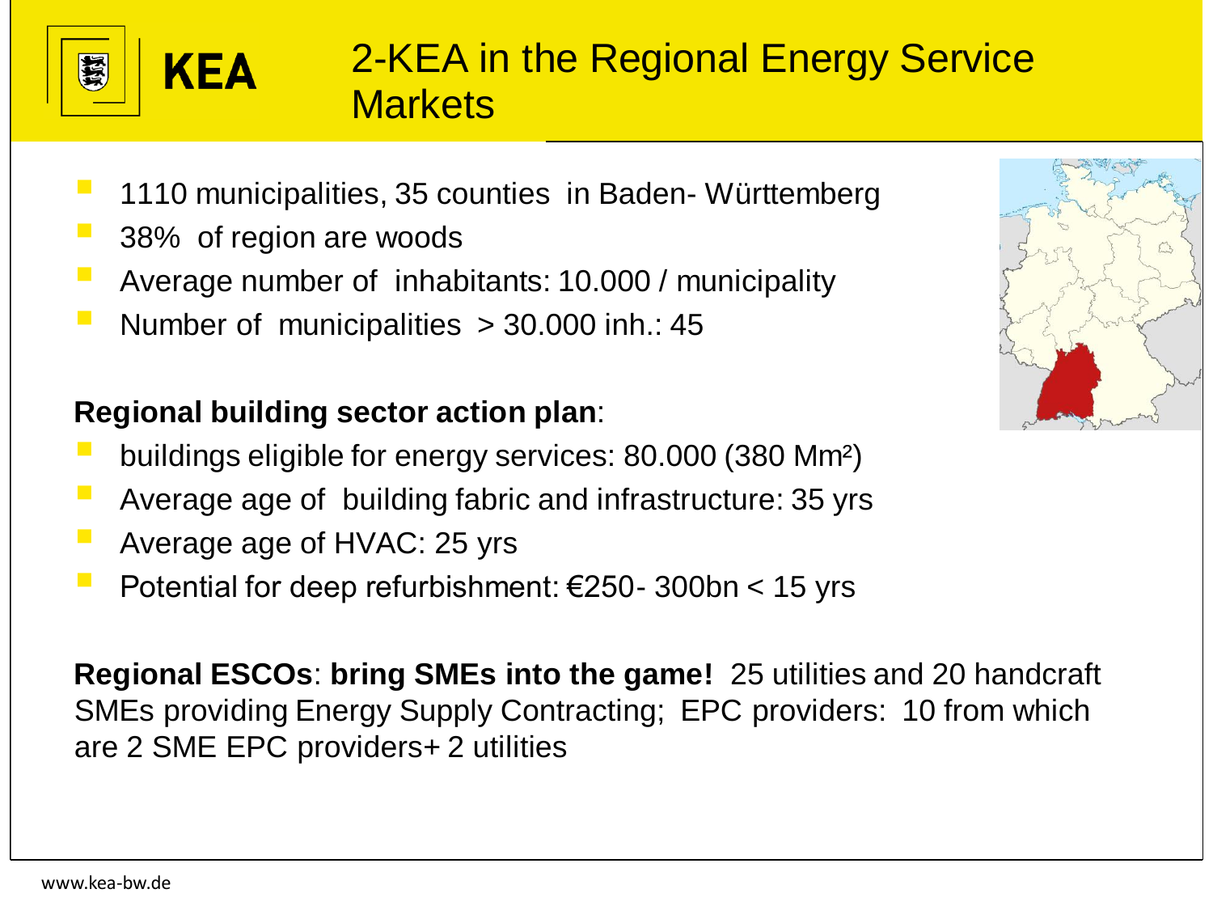# 2-KEA in the Regional Energy Service Markets

- 1110 municipalities, 35 counties in Baden- Württemberg
- 38% of region are woods
- Average number of inhabitants: 10.000 / municipality
- Number of municipalities > 30.000 inh.: 45

**Regional building sector action plan**:

- buildings eligible for energy services: 80.000 (380 $Mm^2$)
- Average age of building fabric and infrastructure: 35 yrs
- Average age of HVAC: 25 yrs
- Potential for deep refurbishment: €250- 300bn < 15 yrs

**Regional ESCOs**: **bring SMEs into the game!** 25 utilities and 20 handcraft SMEs providing Energy Supply Contracting; EPC providers: 10 from which are 2 SME EPC providers+ 2 utilities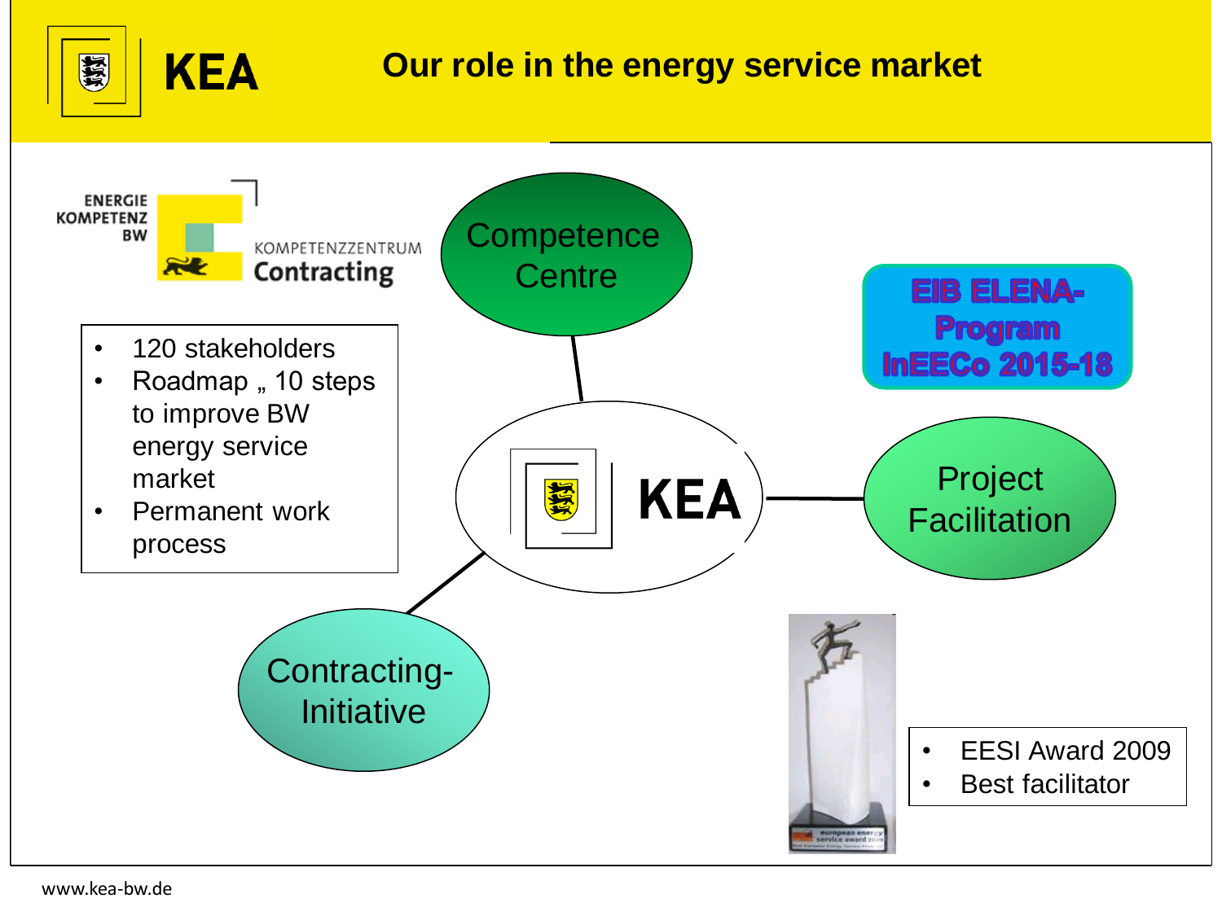# Our role in the energy service market

ENERGIE KOMPETENZ BW – KOMPETENZZENTRUM Contracting

- 120 stakeholders
- Roadmap „ 10 steps to improve BW energy service market
- Permanent work process

Competence Centre

KEA

EIB ELENA-Program InEECo 2015-18

Project Facilitation

Contracting-Initiative

- EESI Award 2009
- Best facilitator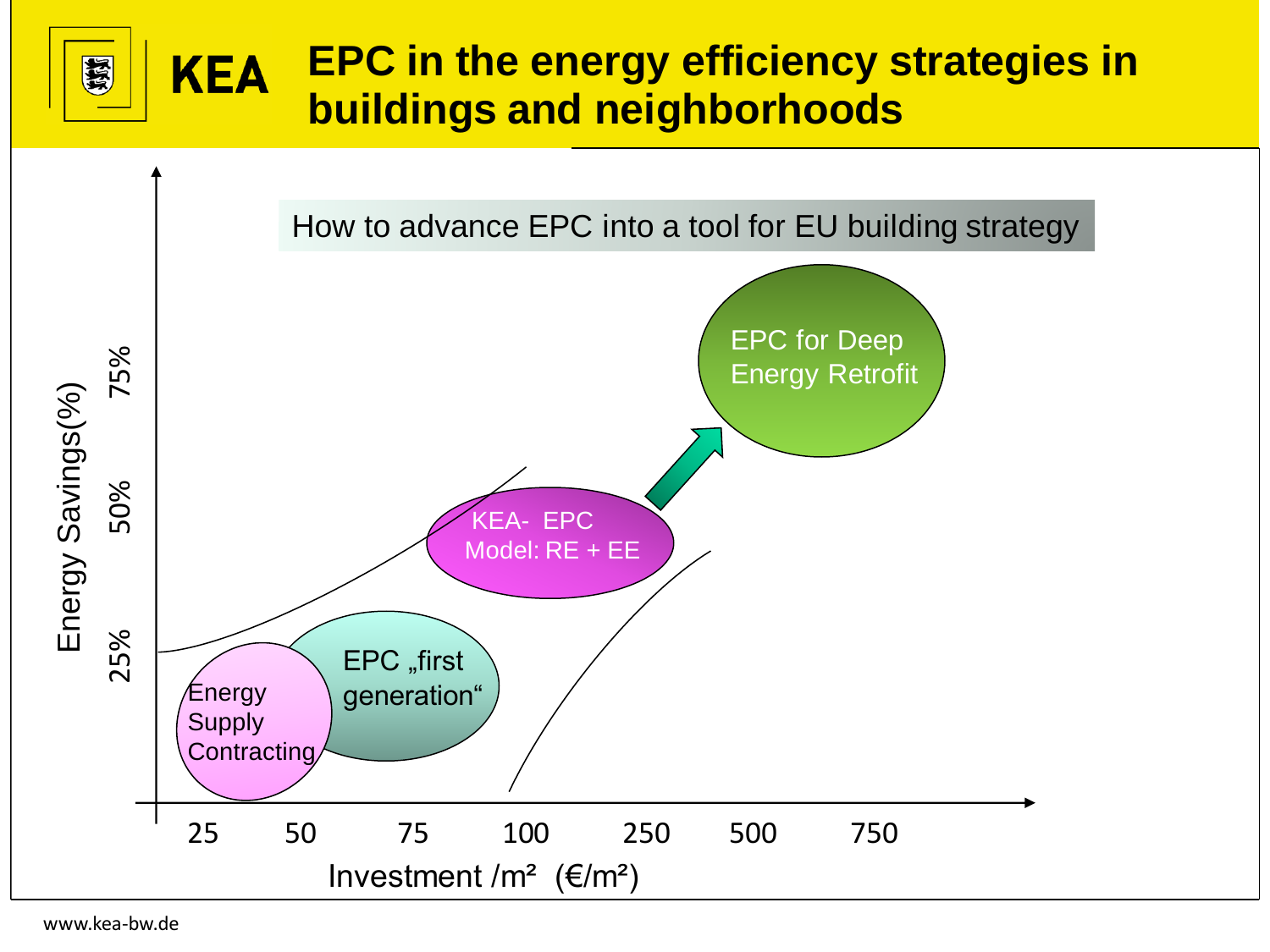# EPC in the energy efficiency strategies in buildings and neighborhoods

How to advance EPC into a tool for EU building strategy

Energy Savings(%)

25%

50%

75%

Energy Supply Contracting

EPC „first generation"

KEA- EPC Model: RE + EE

EPC for Deep Energy Retrofit

25 50 75 100 250 500 750

Investment /m² (€/m²)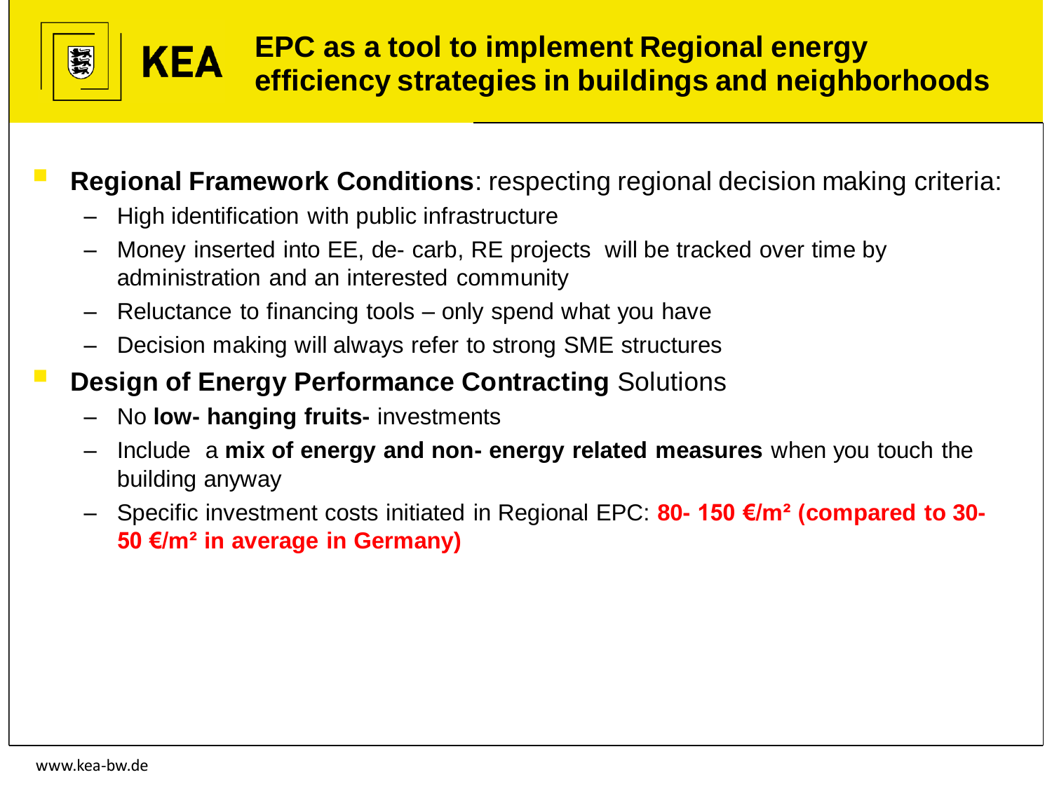# EPC as a tool to implement Regional energy efficiency strategies in buildings and neighborhoods

- **Regional Framework Conditions**: respecting regional decision making criteria:
  - High identification with public infrastructure
  - Money inserted into EE, de- carb, RE projects will be tracked over time by administration and an interested community
  - Reluctance to financing tools – only spend what you have
  - Decision making will always refer to strong SME structures
- **Design of Energy Performance Contracting** Solutions
  - No **low- hanging fruits-** investments
  - Include a **mix of energy and non- energy related measures** when you touch the building anyway
  - Specific investment costs initiated in Regional EPC: **80- 150 €/m² (compared to 30-50 €/m² in average in Germany)**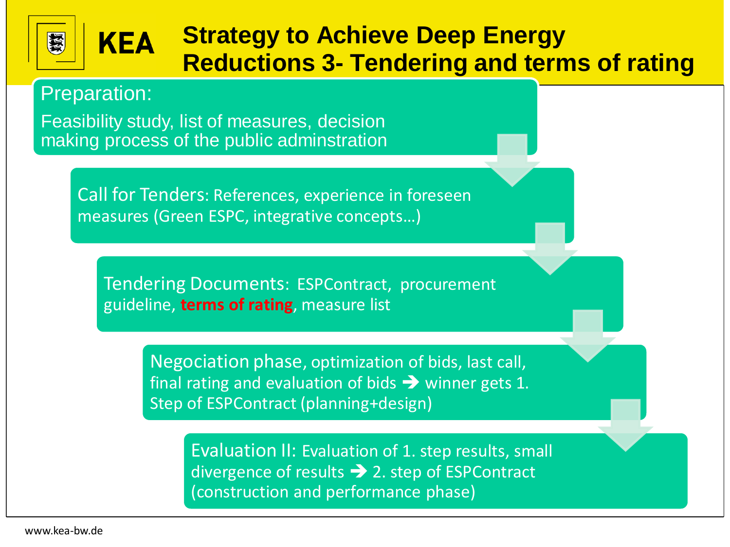# Strategy to Achieve Deep Energy Reductions 3- Tendering and terms of rating

**Preparation:**

Feasibility study, list of measures, decision making process of the public adminstration

**Call for Tenders:** References, experience in foreseen measures (Green ESPC, integrative concepts…)

**Tendering Documents:** ESPContract, procurement guideline, **terms of rating**, measure list

**Negociation phase**, optimization of bids, last call, final rating and evaluation of bids → winner gets 1. Step of ESPContract (planning+design)

**Evaluation II:** Evaluation of 1. step results, small divergence of results → 2. step of ESPContract (construction and performance phase)

www.kea-bw.de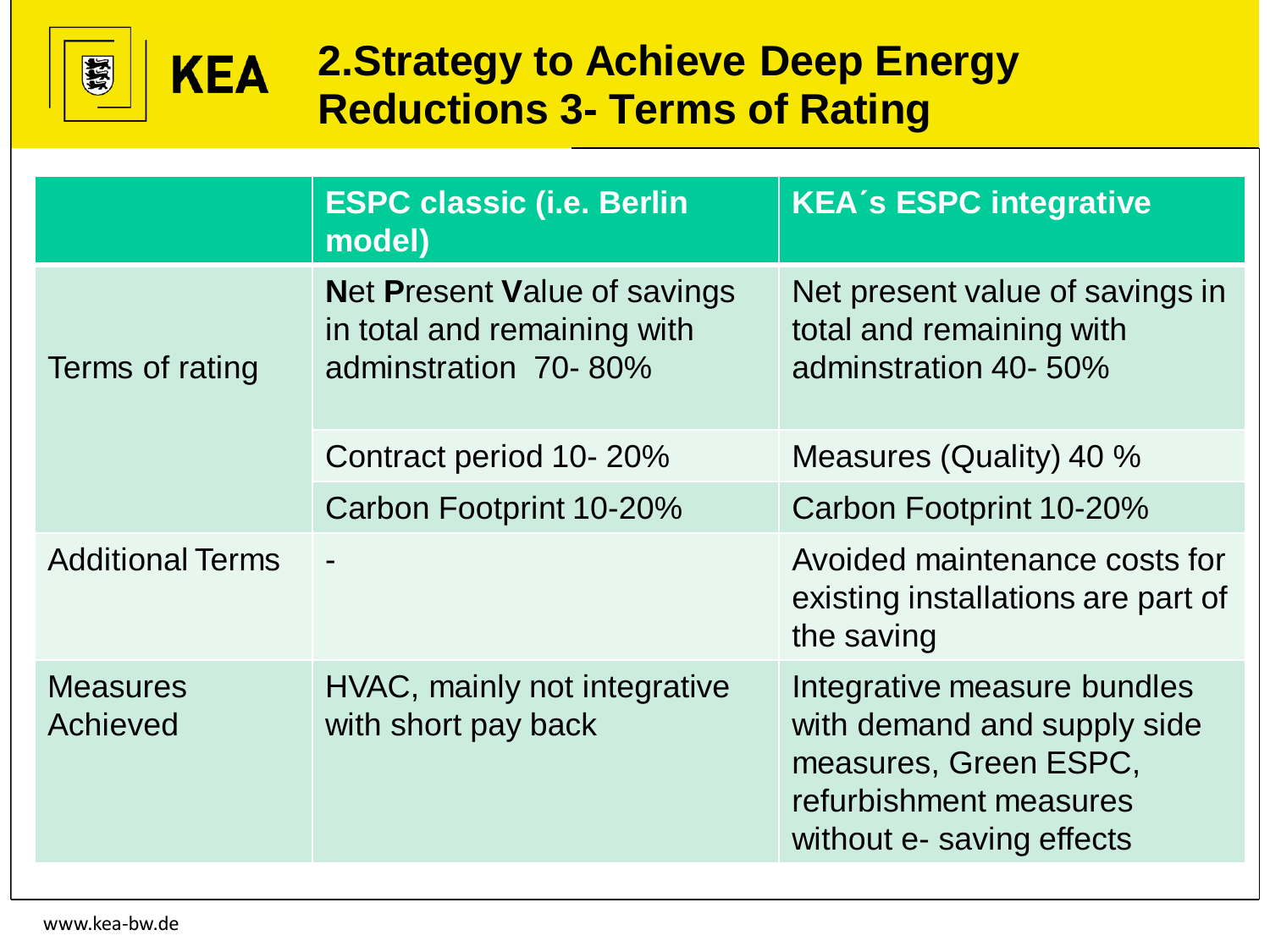# 2.Strategy to Achieve Deep Energy Reductions 3- Terms of Rating

| | ESPC classic (i.e. Berlin model) | KEA´s ESPC integrative |
|---|---|---|
| Terms of rating | **N**et **P**resent **V**alue of savings in total and remaining with adminstration 70- 80% | Net present value of savings in total and remaining with adminstration 40- 50% |
| | Contract period 10- 20% | Measures (Quality) 40 % |
| | Carbon Footprint 10-20% | Carbon Footprint 10-20% |
| Additional Terms | - | Avoided maintenance costs for existing installations are part of the saving |
| Measures Achieved | HVAC, mainly not integrative with short pay back | Integrative measure bundles with demand and supply side measures, Green ESPC, refurbishment measures without e- saving effects |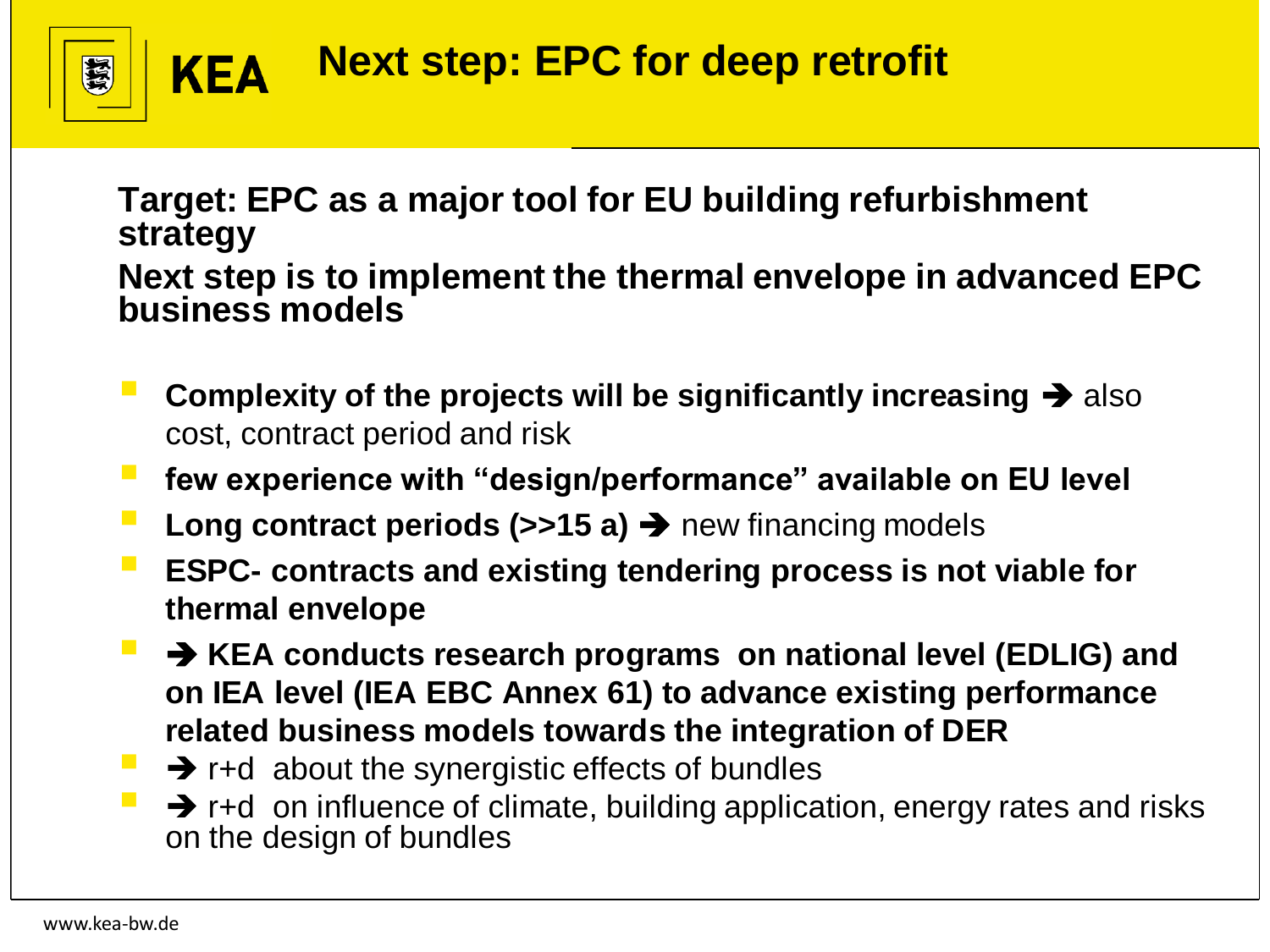# Next step: EPC for deep retrofit

**Target: EPC as a major tool for EU building refurbishment strategy**

**Next step is to implement the thermal envelope in advanced EPC business models**

- **Complexity of the projects will be significantly increasing** ➔ also cost, contract period and risk
- **few experience with "design/performance" available on EU level**
- **Long contract periods (>>15 a)** ➔ new financing models
- **ESPC- contracts and existing tendering process is not viable for thermal envelope**
- ➔ **KEA conducts research programs on national level (EDLIG) and on IEA level (IEA EBC Annex 61) to advance existing performance related business models towards the integration of DER**
- ➔ r+d about the synergistic effects of bundles
- ➔ r+d on influence of climate, building application, energy rates and risks on the design of bundles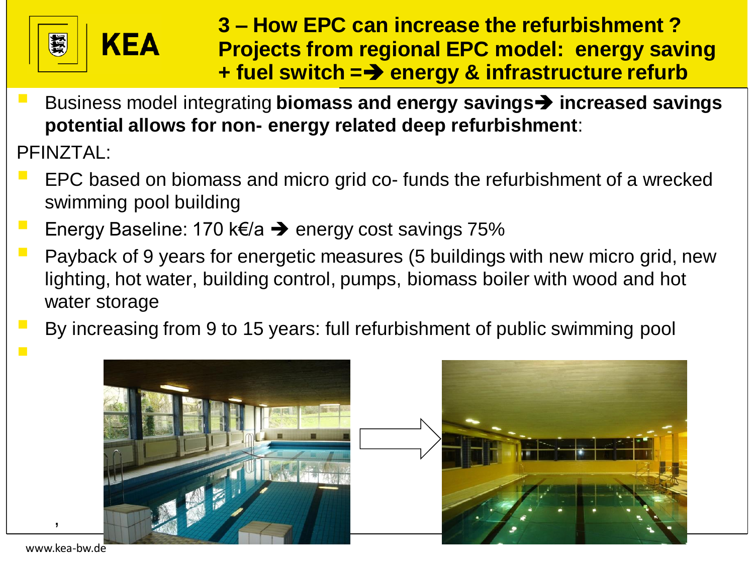# 3 – How EPC can increase the refurbishment ? Projects from regional EPC model: energy saving + fuel switch =➔ energy & infrastructure refurb

- Business model integrating **biomass and energy savings➔ increased savings potential allows for non- energy related deep refurbishment**:

PFINZTAL:

- EPC based on biomass and micro grid co- funds the refurbishment of a wrecked swimming pool building
- Energy Baseline: 170 k€/a ➔ energy cost savings 75%
- Payback of 9 years for energetic measures (5 buildings with new micro grid, new lighting, hot water, building control, pumps, biomass boiler with wood and hot water storage
- By increasing from 9 to 15 years: full refurbishment of public swimming pool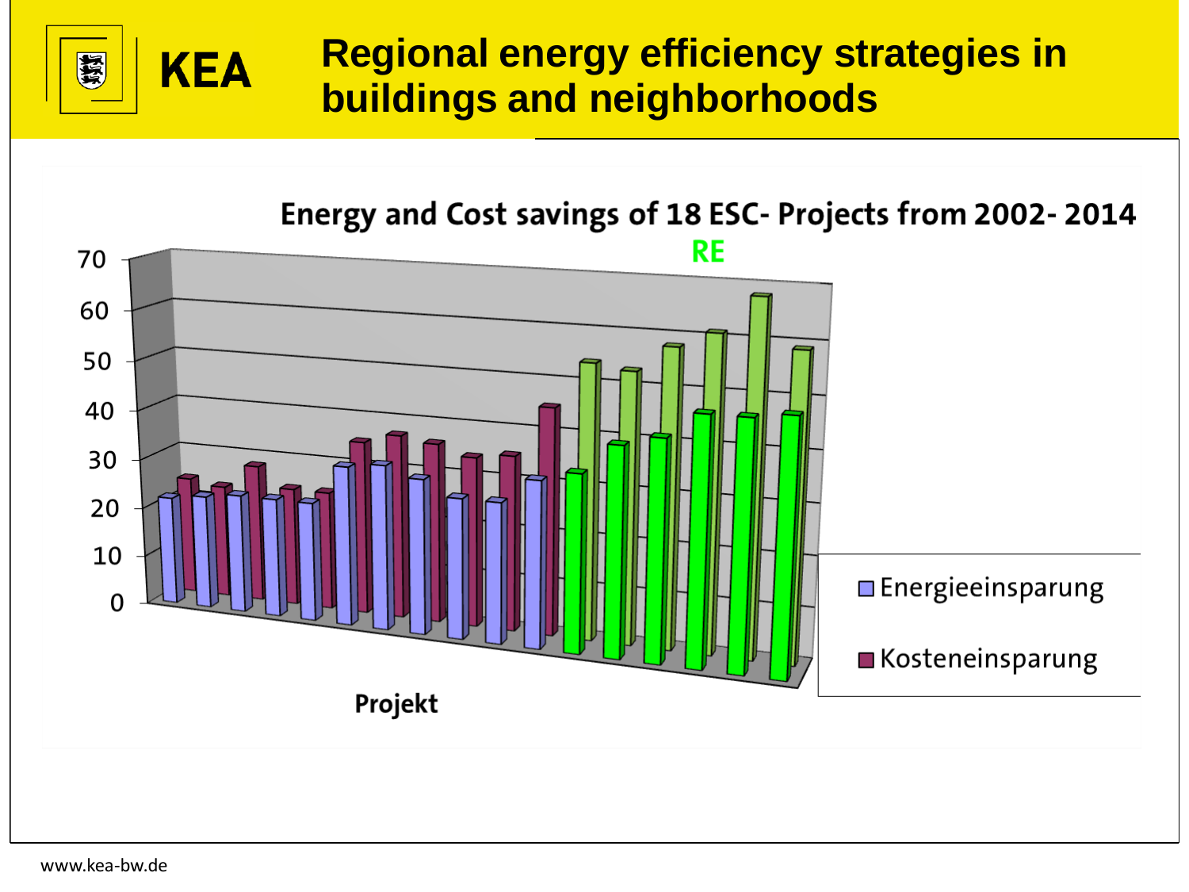# Regional energy efficiency strategies in buildings and neighborhoods

Energy and Cost savings of 18 ESC- Projects from 2002- 2014

RE

70
60
50
40
30
20
10
0

Projekt

Energieeinsparung

Kosteneinsparung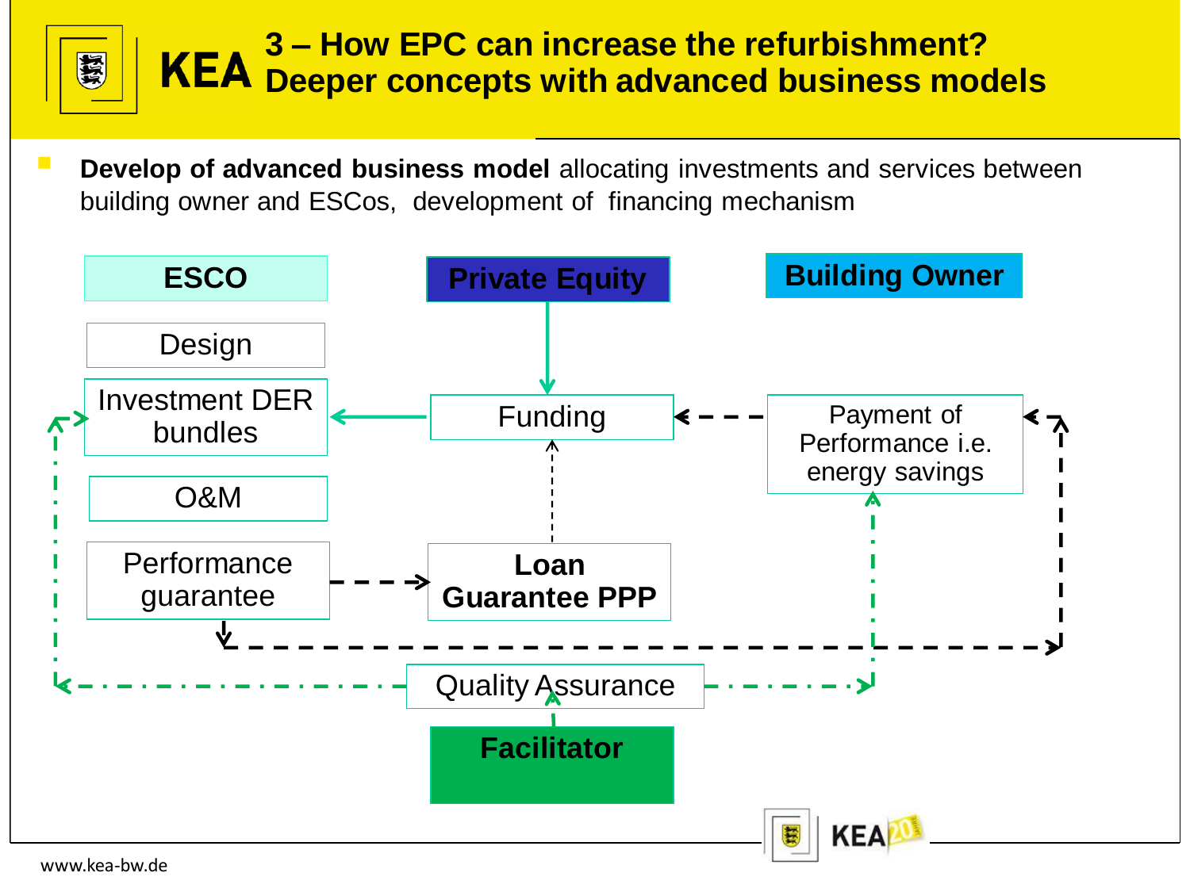# 3 – How EPC can increase the refurbishment? Deeper concepts with advanced business models

- **Develop of advanced business model** allocating investments and services between building owner and ESCos, development of financing mechanism

ESCO

Design

Investment DER bundles

O&M

Performance guarantee

Private Equity

Funding

Loan Guarantee PPP

Building Owner

Payment of Performance i.e. energy savings

Quality Assurance

Facilitator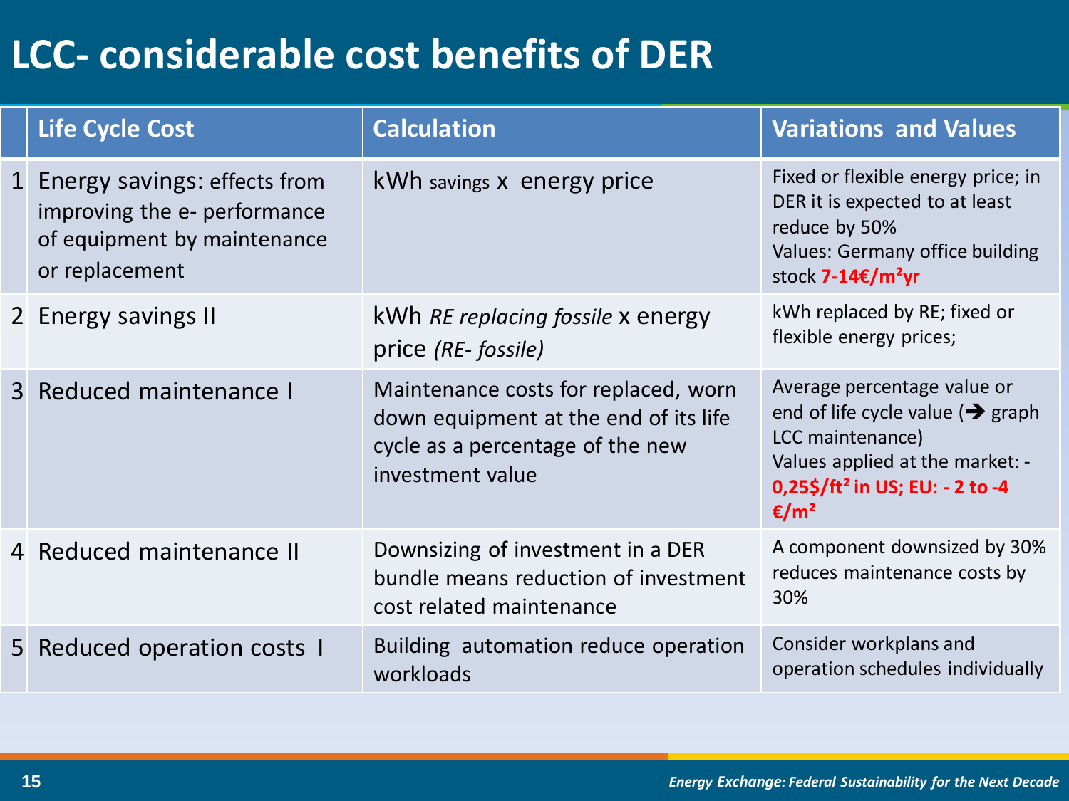# LCC- considerable cost benefits of DER

| | Life Cycle Cost | Calculation | Variations and Values |
|---|---|---|---|
| 1 | Energy savings: effects from improving the e- performance of equipment by maintenance or replacement | kWh savings x energy price | Fixed or flexible energy price; in DER it is expected to at least reduce by 50% Values: Germany office building stock **7-14€/m²yr** |
| 2 | Energy savings II | kWh *RE replacing fossile* x energy price *(RE- fossile)* | kWh replaced by RE; fixed or flexible energy prices; |
| 3 | Reduced maintenance I | Maintenance costs for replaced, worn down equipment at the end of its life cycle as a percentage of the new investment value | Average percentage value or end of life cycle value (➔ graph LCC maintenance) Values applied at the market: - **0,25$/ft² in US; EU: - 2 to -4 €/m²** |
| 4 | Reduced maintenance II | Downsizing of investment in a DER bundle means reduction of investment cost related maintenance | A component downsized by 30% reduces maintenance costs by 30% |
| 5 | Reduced operation costs I | Building automation reduce operation workloads | Consider workplans and operation schedules individually |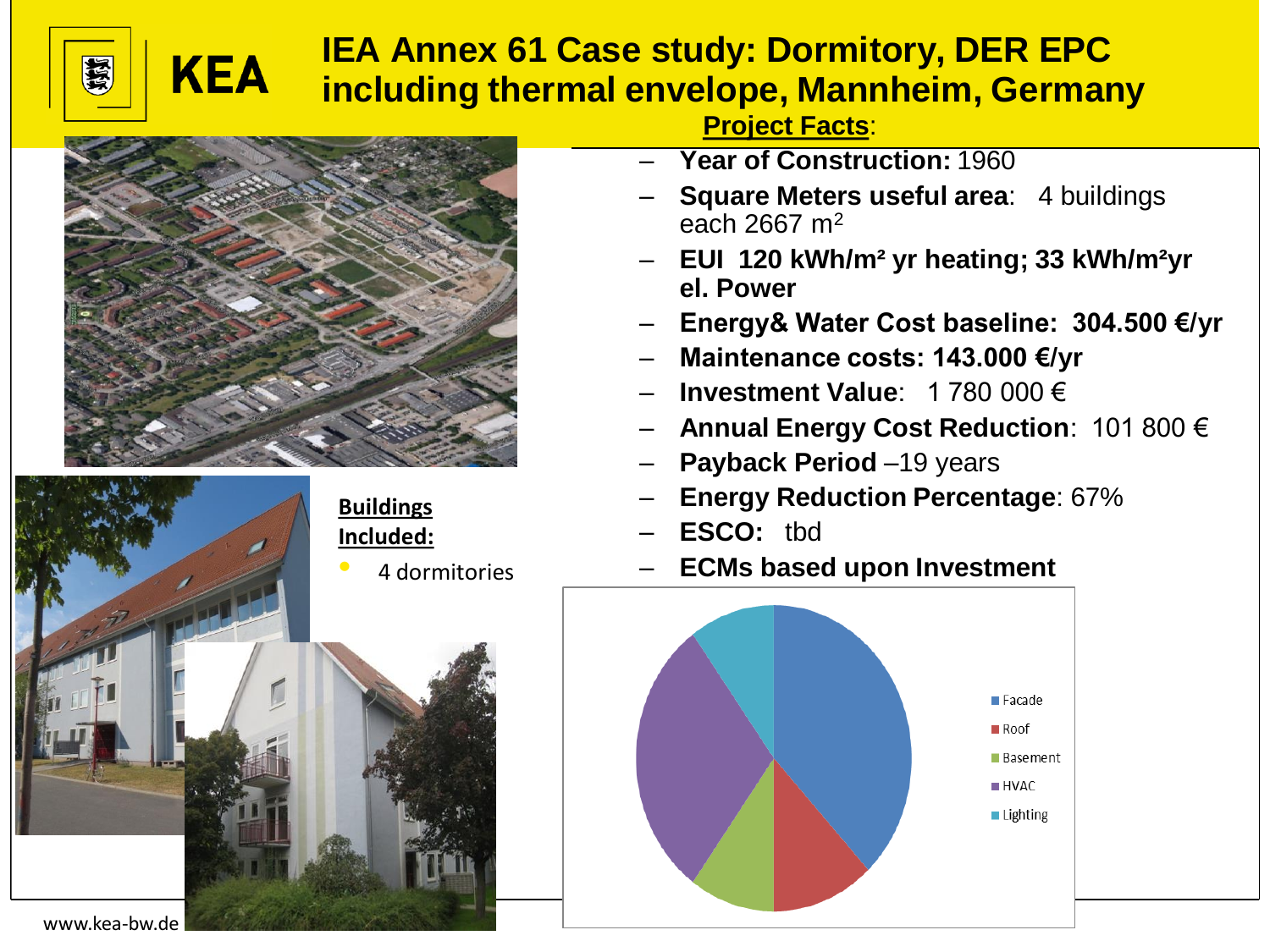# IEA Annex 61 Case study: Dormitory, DER EPC including thermal envelope, Mannheim, Germany

**Project Facts**:

- **Year of Construction:** 1960
- **Square Meters useful area**: 4 buildings each 2667 m²
- **EUI 120 kWh/m² yr heating; 33 kWh/m²yr el. Power**
- **Energy& Water Cost baseline: 304.500 €/yr**
- **Maintenance costs: 143.000 €/yr**
- **Investment Value**: 1 780 000 €
- **Annual Energy Cost Reduction**: 101 800 €
- **Payback Period** –19 years
- **Energy Reduction Percentage**: 67%
- **ESCO:** tbd
- **ECMs based upon Investment**

Facade
Roof
Basement
HVAC
Lighting

**Buildings Included:**

- 4 dormitories

www.kea-bw.de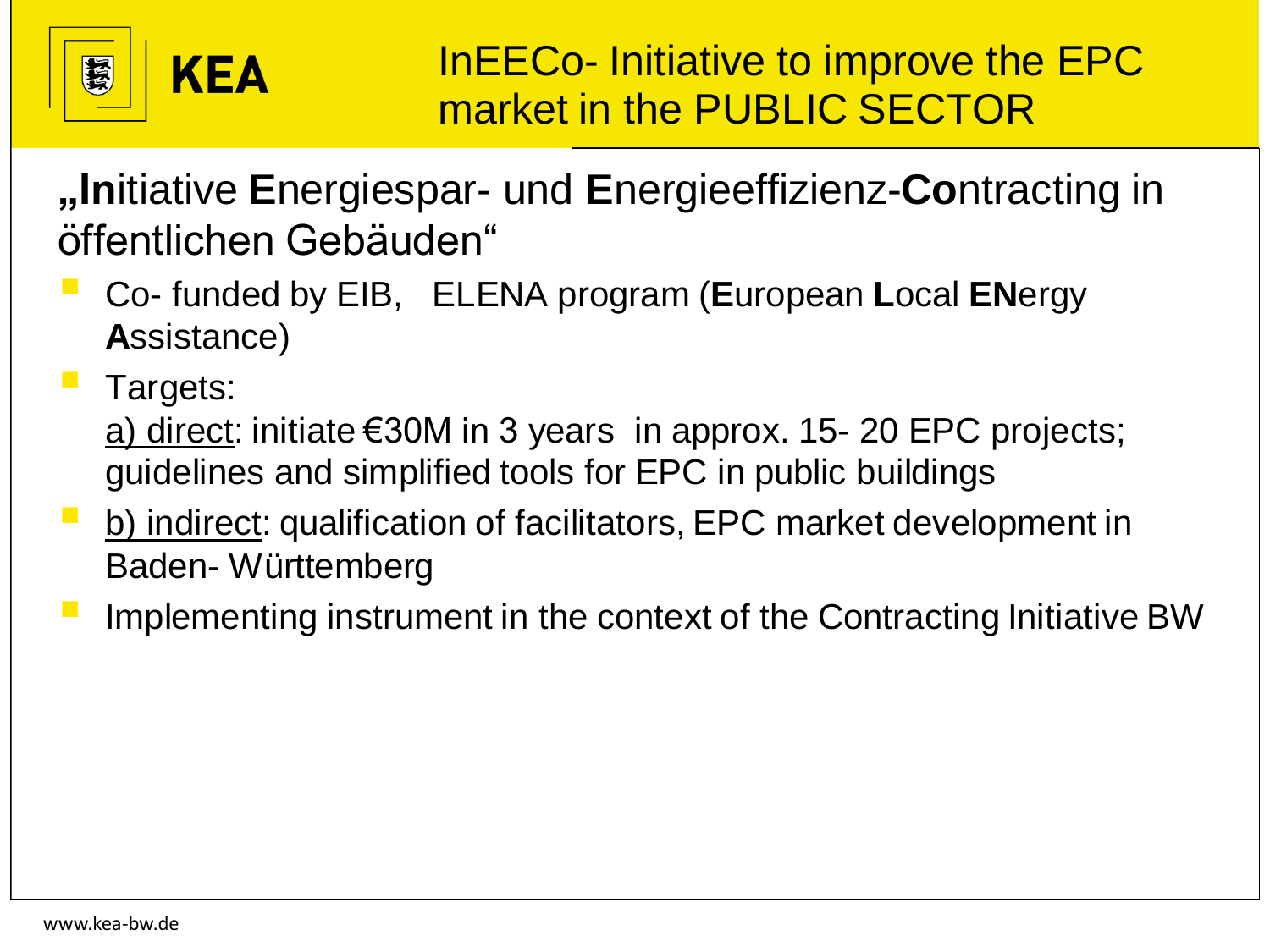# InEECo- Initiative to improve the EPC market in the PUBLIC SECTOR

„**In**itiative **E**nergiespar- und **E**nergieeffizienz-**Co**ntracting in öffentlichen Gebäuden“

- Co- funded by EIB, ELENA program (**E**uropean **L**ocal **EN**ergy **A**ssistance)
- Targets:
  a) direct: initiate €30M in 3 years in approx. 15- 20 EPC projects; guidelines and simplified tools for EPC in public buildings
- b) indirect: qualification of facilitators, EPC market development in Baden- Württemberg
- Implementing instrument in the context of the Contracting Initiative BW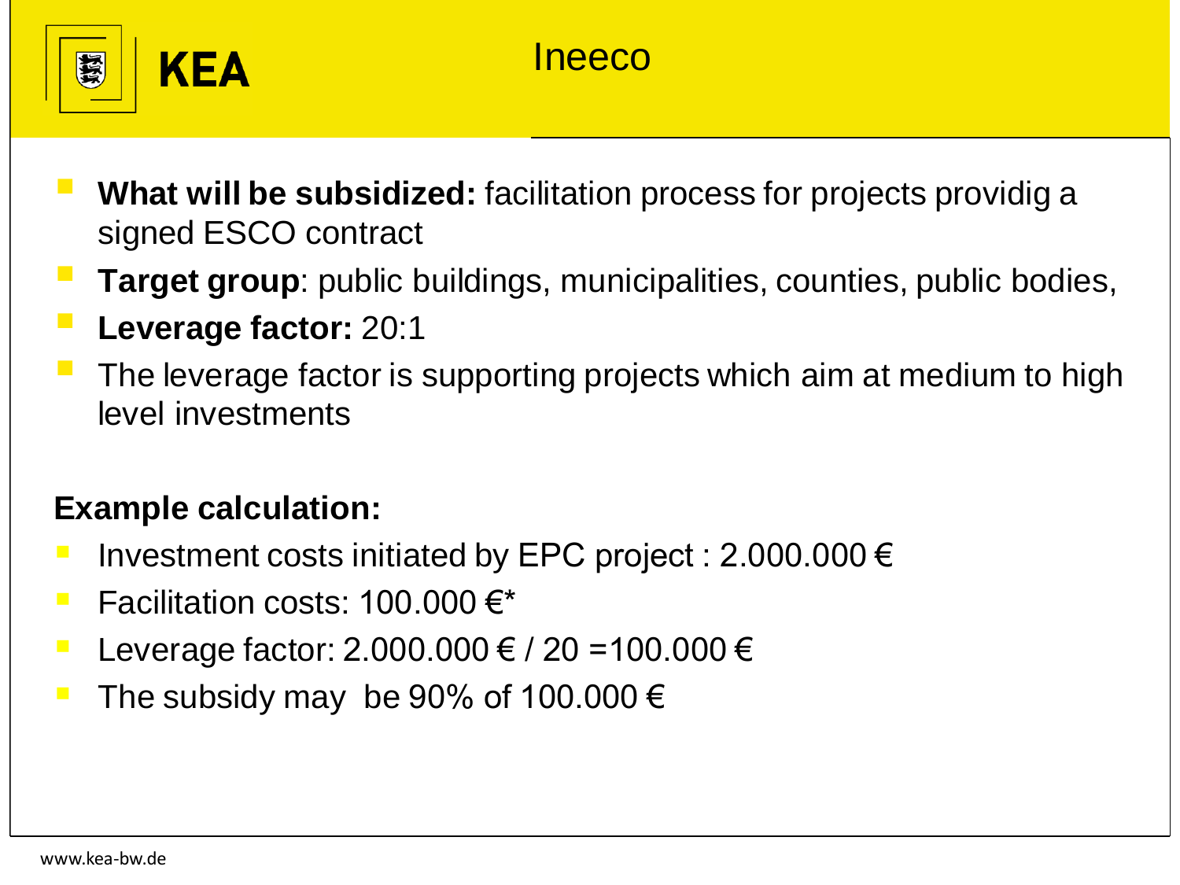# Ineeco

- **What will be subsidized:** facilitation process for projects providig a signed ESCO contract
- **Target group**: public buildings, municipalities, counties, public bodies,
- **Leverage factor:** 20:1
- The leverage factor is supporting projects which aim at medium to high level investments

**Example calculation:**

- Investment costs initiated by EPC project : 2.000.000 €
- Facilitation costs: 100.000 €*
- Leverage factor: 2.000.000 € / 20 =100.000 €
- The subsidy may be 90% of 100.000 €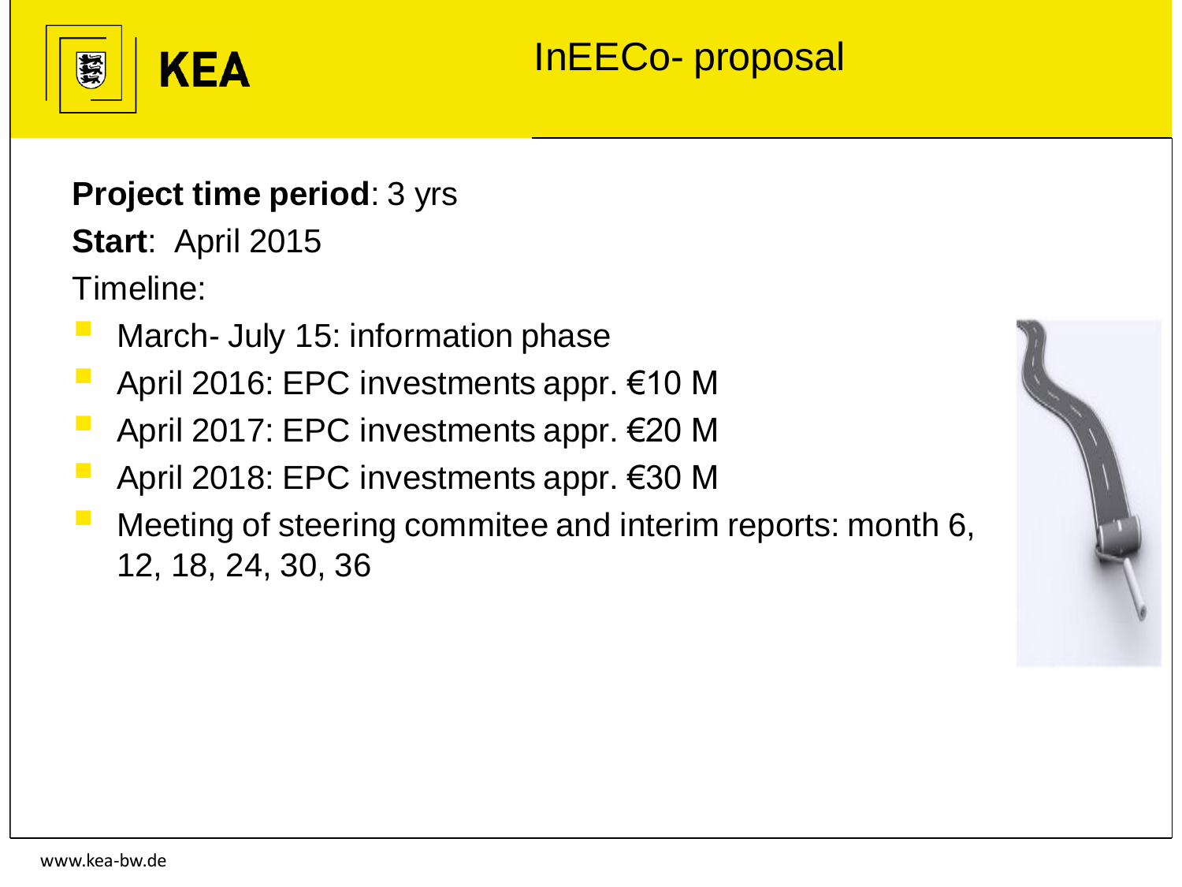# InEECo- proposal

**Project time period**: 3 yrs

**Start**: April 2015

Timeline:

- March- July 15: information phase
- April 2016: EPC investments appr. €10 M
- April 2017: EPC investments appr. €20 M
- April 2018: EPC investments appr. €30 M
- Meeting of steering commitee and interim reports: month 6, 12, 18, 24, 30, 36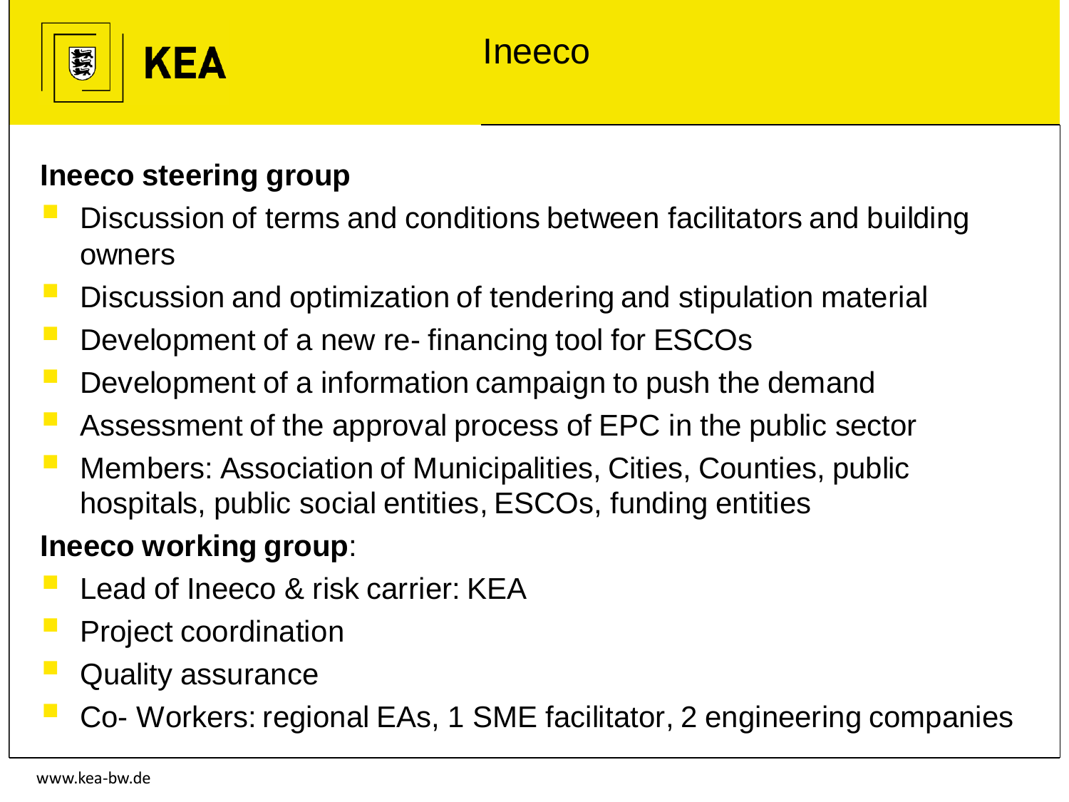# Ineeco

**Ineeco steering group**

- Discussion of terms and conditions between facilitators and building owners
- Discussion and optimization of tendering and stipulation material
- Development of a new re- financing tool for ESCOs
- Development of a information campaign to push the demand
- Assessment of the approval process of EPC in the public sector
- Members: Association of Municipalities, Cities, Counties, public hospitals, public social entities, ESCOs, funding entities

**Ineeco working group**:

- Lead of Ineeco & risk carrier: KEA
- Project coordination
- Quality assurance
- Co- Workers: regional EAs, 1 SME facilitator, 2 engineering companies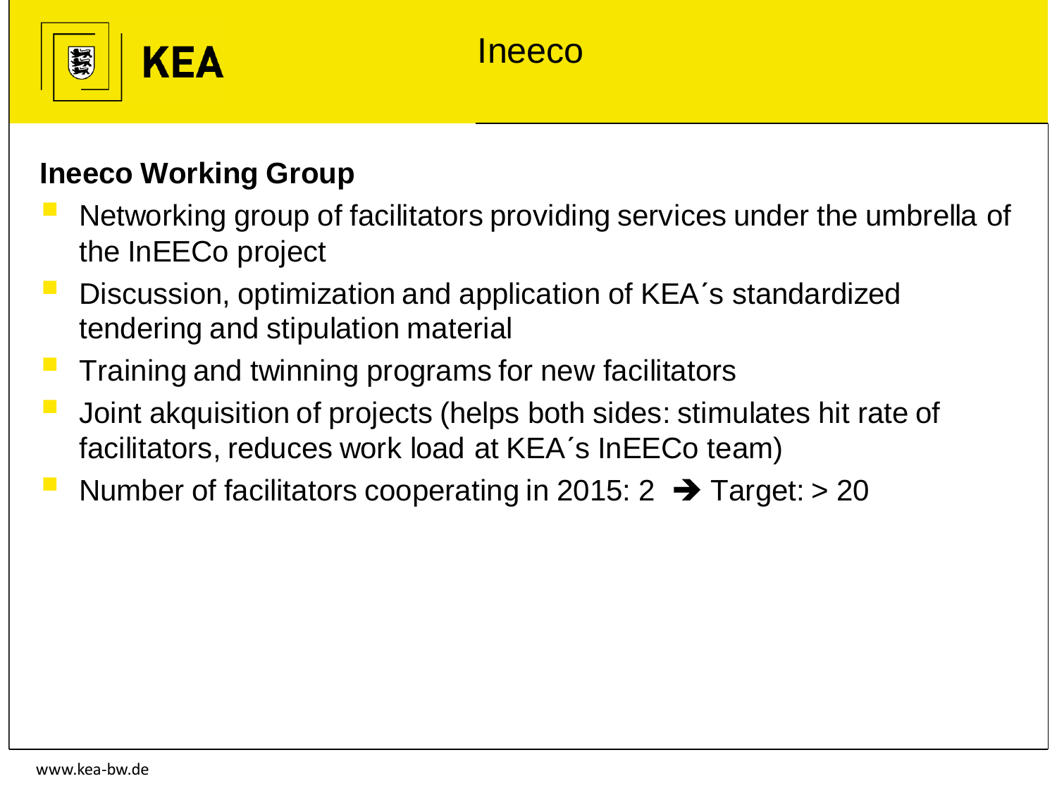# Ineeco

## Ineeco Working Group

- Networking group of facilitators providing services under the umbrella of the InEECo project
- Discussion, optimization and application of KEA´s standardized tendering and stipulation material
- Training and twinning programs for new facilitators
- Joint akquisition of projects (helps both sides: stimulates hit rate of facilitators, reduces work load at KEA´s InEECo team)
- Number of facilitators cooperating in 2015: 2 ➔ Target: > 20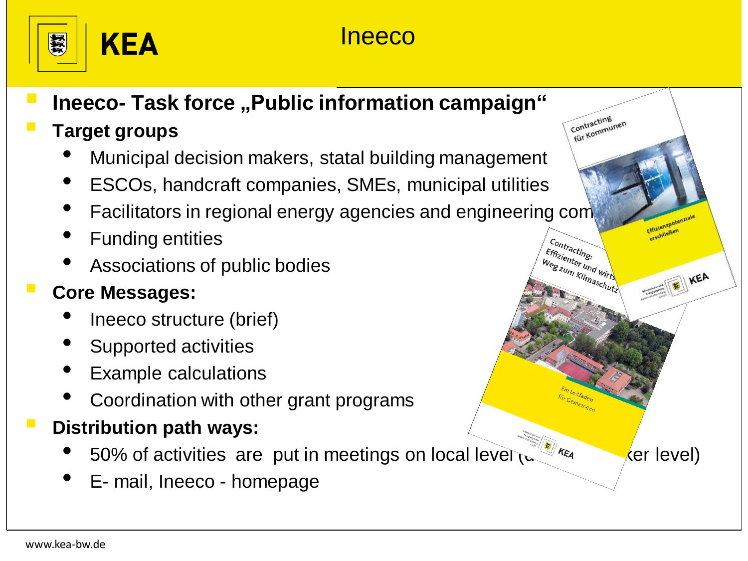# Ineeco

- **Ineeco- Task force „Public information campaign“**
- **Target groups**
  - Municipal decision makers, statal building management
  - ESCOs, handcraft companies, SMEs, municipal utilities
  - Facilitators in regional energy agencies and engineering com
  - Funding entities
  - Associations of public bodies
- **Core Messages:**
  - Ineeco structure (brief)
  - Supported activities
  - Example calculations
  - Coordination with other grant programs
- **Distribution path ways:**
  - 50% of activities are put in meetings on local level (d ker level)
  - E- mail, Ineeco - homepage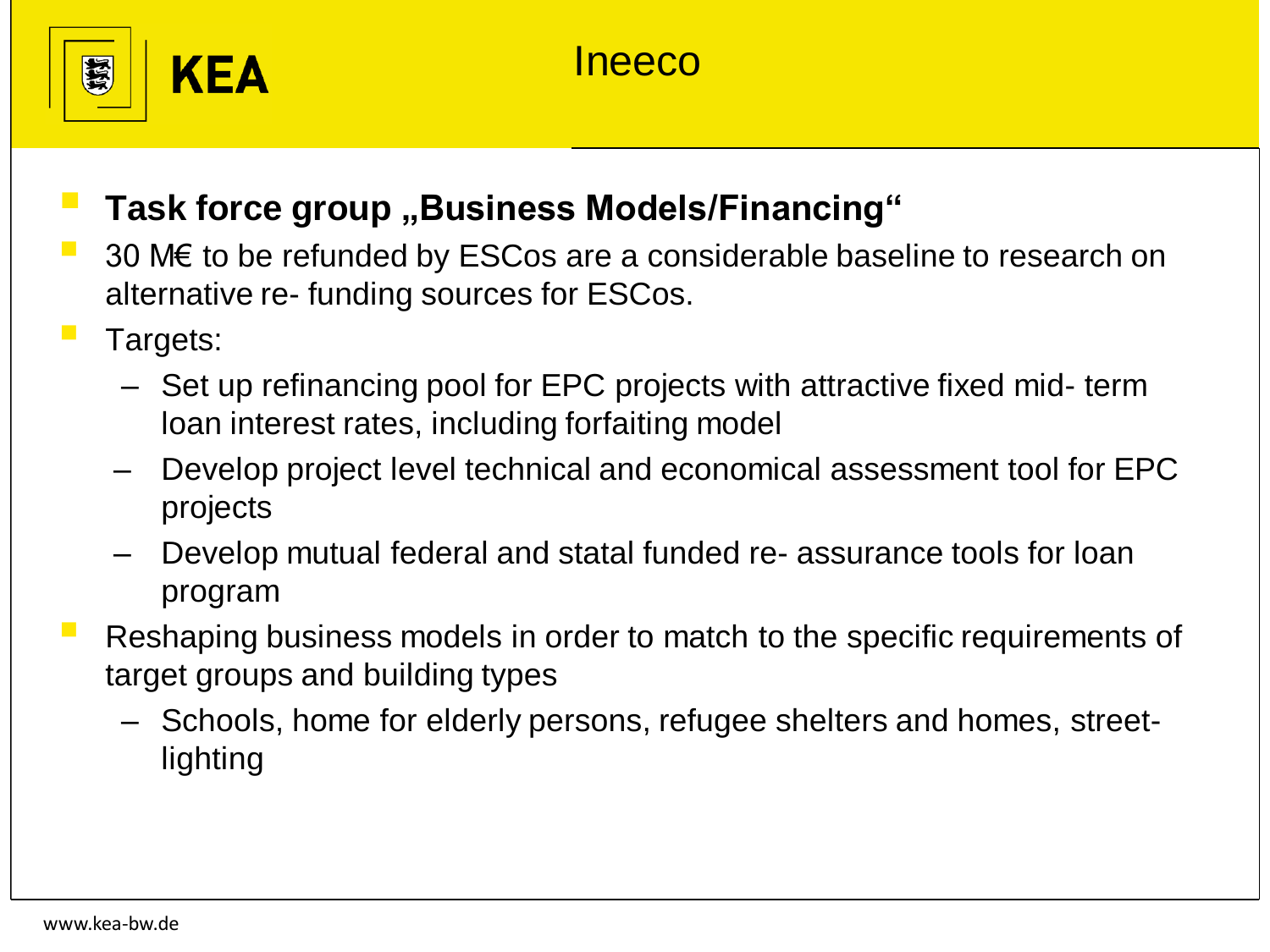# Ineeco

- **Task force group „Business Models/Financing“**
- 30 M€ to be refunded by ESCos are a considerable baseline to research on alternative re- funding sources for ESCos.
- Targets:
  - Set up refinancing pool for EPC projects with attractive fixed mid- term loan interest rates, including forfaiting model
  - Develop project level technical and economical assessment tool for EPC projects
  - Develop mutual federal and statal funded re- assurance tools for loan program
- Reshaping business models in order to match to the specific requirements of target groups and building types
  - Schools, home for elderly persons, refugee shelters and homes, street-lighting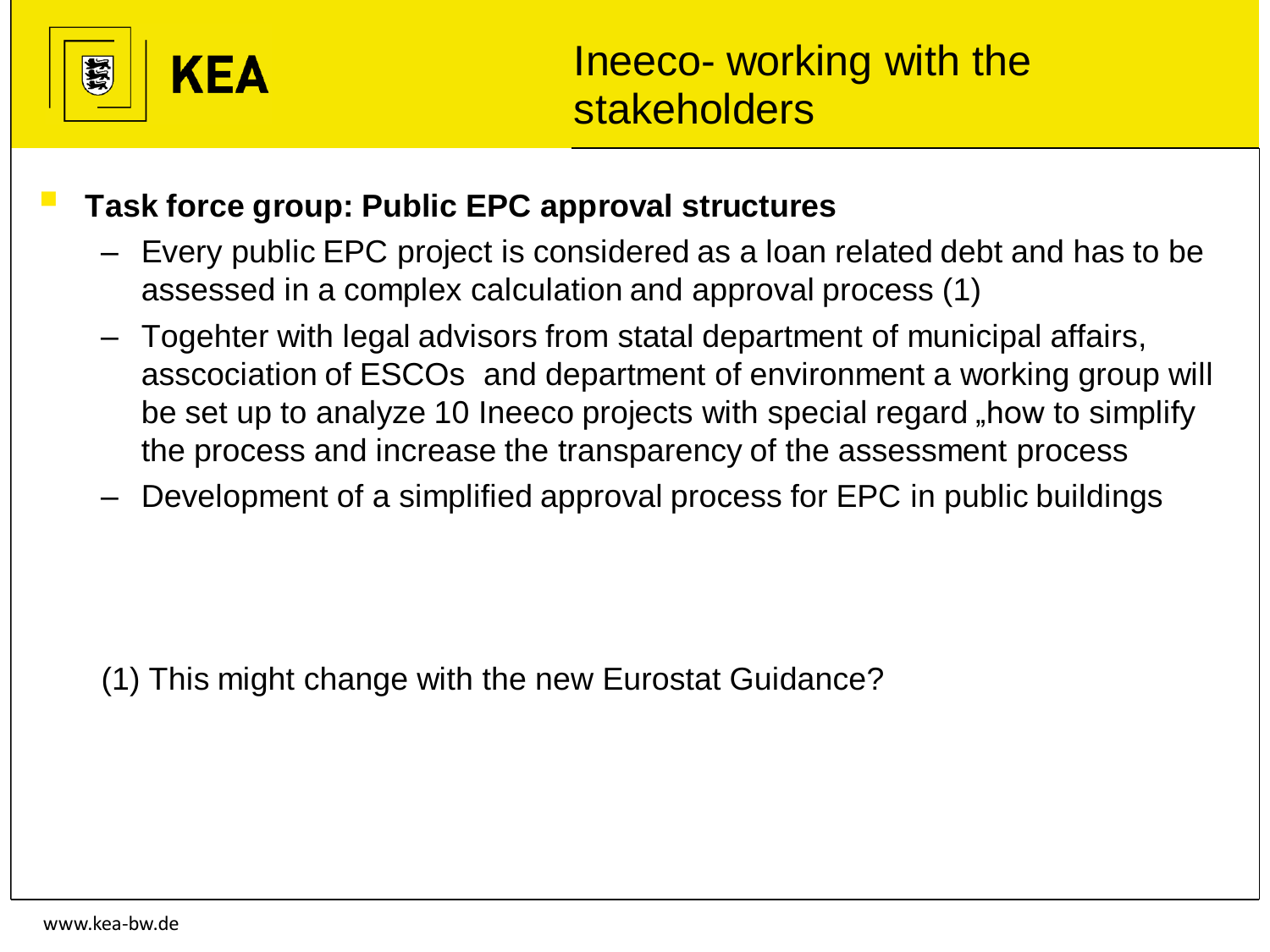# Ineeco- working with the stakeholders

- **Task force group: Public EPC approval structures**
  - Every public EPC project is considered as a loan related debt and has to be assessed in a complex calculation and approval process (1)
  - Togehter with legal advisors from statal department of municipal affairs, asscociation of ESCOs and department of environment a working group will be set up to analyze 10 Ineeco projects with special regard „how to simplify the process and increase the transparency of the assessment process
  - Development of a simplified approval process for EPC in public buildings

(1) This might change with the new Eurostat Guidance?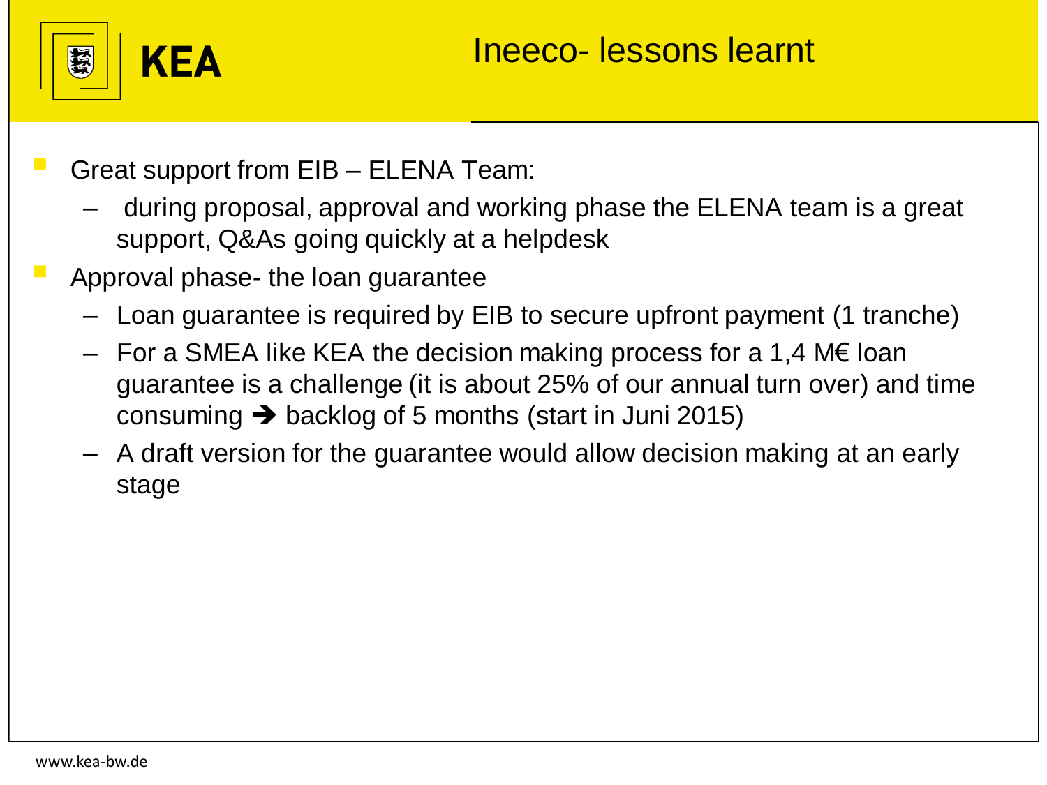# Ineeco- lessons learnt

- Great support from EIB – ELENA Team:
  - during proposal, approval and working phase the ELENA team is a great support, Q&As going quickly at a helpdesk
- Approval phase- the loan guarantee
  - Loan guarantee is required by EIB to secure upfront payment (1 tranche)
  - For a SMEA like KEA the decision making process for a 1,4 M€ loan guarantee is a challenge (it is about 25% of our annual turn over) and time consuming ➔ backlog of 5 months (start in Juni 2015)
  - A draft version for the guarantee would allow decision making at an early stage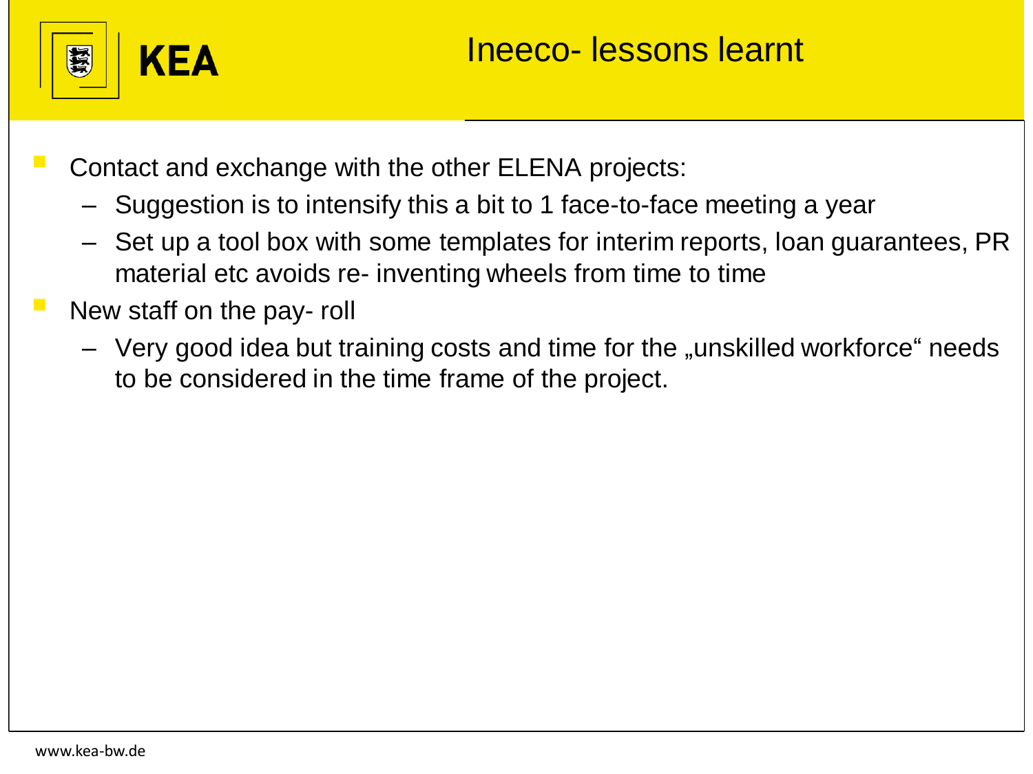# Ineeco- lessons learnt

- Contact and exchange with the other ELENA projects:
  - Suggestion is to intensify this a bit to 1 face-to-face meeting a year
  - Set up a tool box with some templates for interim reports, loan guarantees, PR material etc avoids re- inventing wheels from time to time
- New staff on the pay- roll
  - Very good idea but training costs and time for the „unskilled workforce“ needs to be considered in the time frame of the project.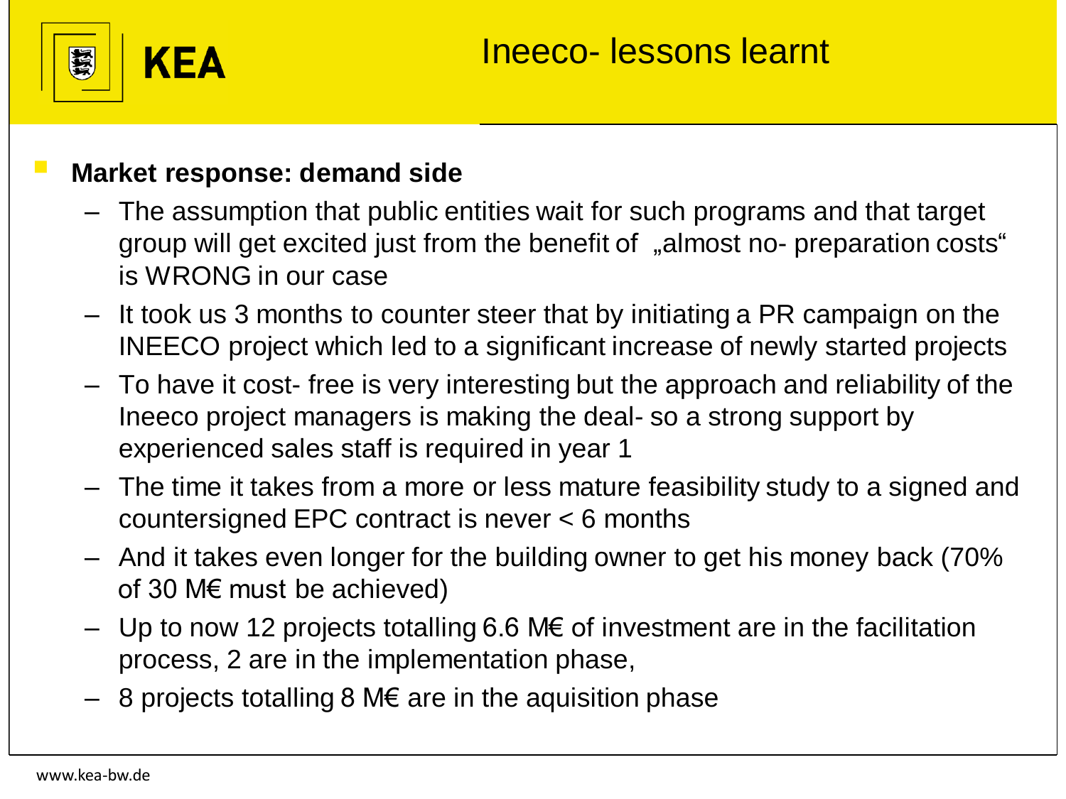# Ineeco- lessons learnt

- **Market response: demand side**
  - The assumption that public entities wait for such programs and that target group will get excited just from the benefit of „almost no- preparation costs" is WRONG in our case
  - It took us 3 months to counter steer that by initiating a PR campaign on the INEECO project which led to a significant increase of newly started projects
  - To have it cost- free is very interesting but the approach and reliability of the Ineeco project managers is making the deal- so a strong support by experienced sales staff is required in year 1
  - The time it takes from a more or less mature feasibility study to a signed and countersigned EPC contract is never < 6 months
  - And it takes even longer for the building owner to get his money back (70% of 30 M€ must be achieved)
  - Up to now 12 projects totalling 6.6 M€ of investment are in the facilitation process, 2 are in the implementation phase,
  - 8 projects totalling 8 M€ are in the aquisition phase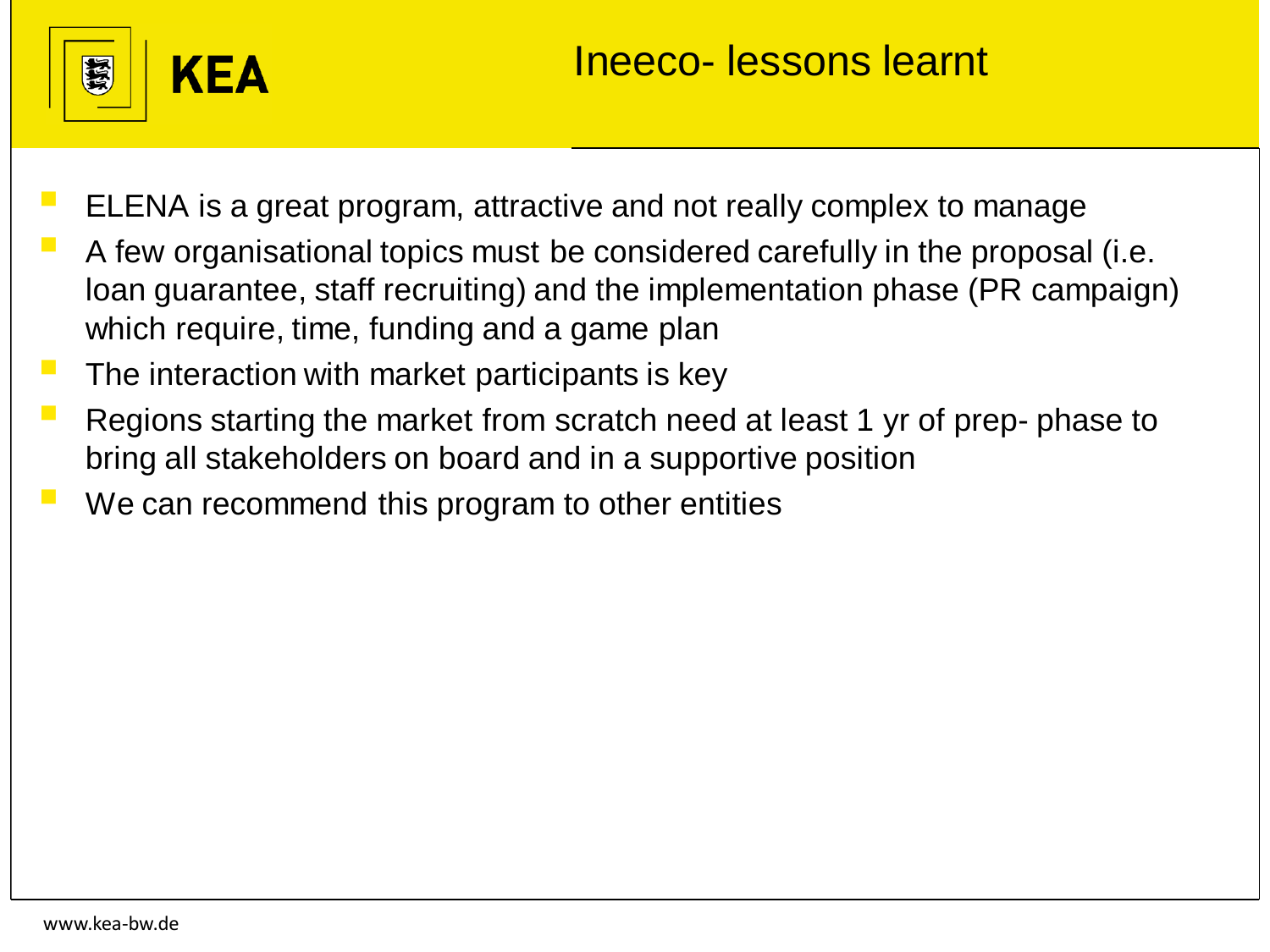# Ineeco- lessons learnt

- ELENA is a great program, attractive and not really complex to manage
- A few organisational topics must be considered carefully in the proposal (i.e. loan guarantee, staff recruiting) and the implementation phase (PR campaign) which require, time, funding and a game plan
- The interaction with market participants is key
- Regions starting the market from scratch need at least 1 yr of prep- phase to bring all stakeholders on board and in a supportive position
- We can recommend this program to other entities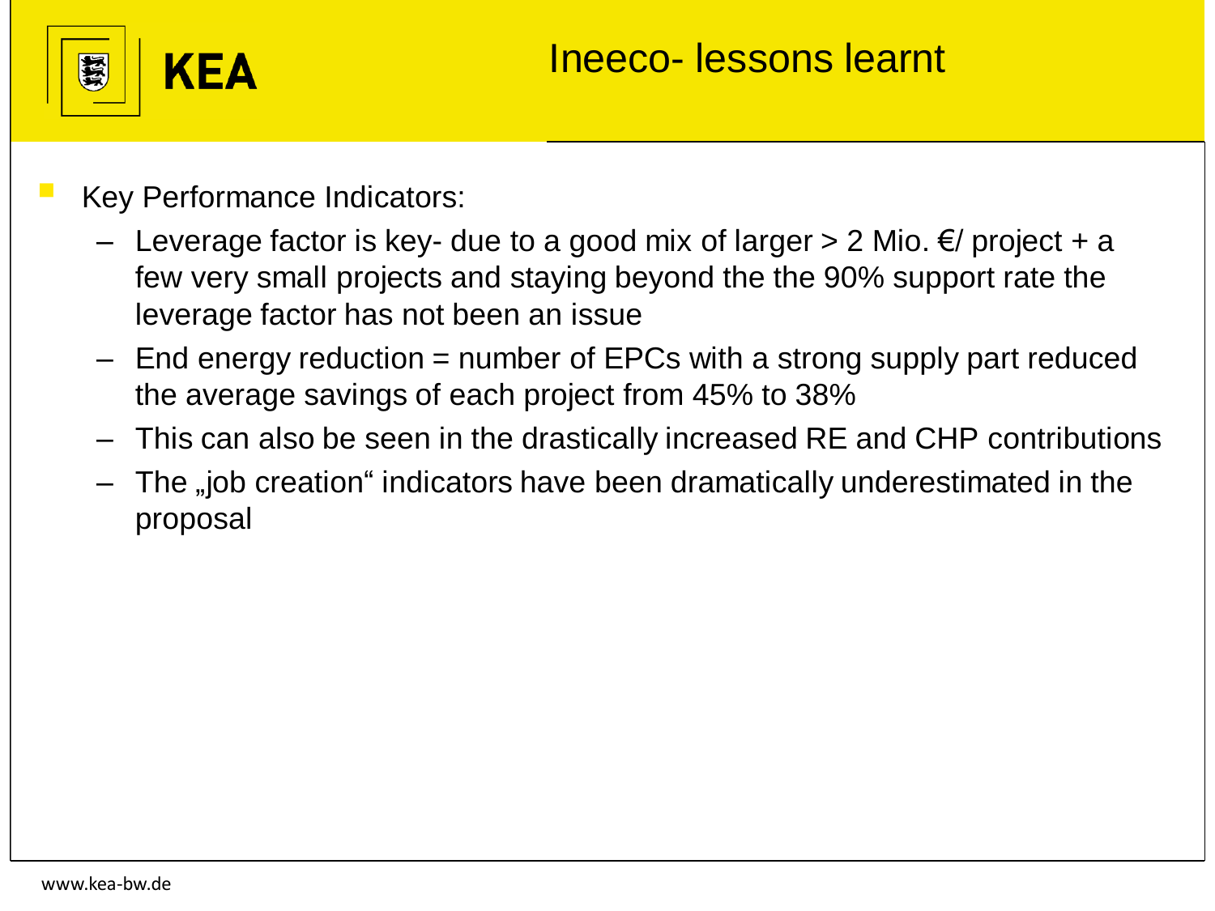# Ineeco- lessons learnt

- Key Performance Indicators:
  - Leverage factor is key- due to a good mix of larger > 2 Mio. €/ project + a few very small projects and staying beyond the the 90% support rate the leverage factor has not been an issue
  - End energy reduction = number of EPCs with a strong supply part reduced the average savings of each project from 45% to 38%
  - This can also be seen in the drastically increased RE and CHP contributions
  - The „job creation“ indicators have been dramatically underestimated in the proposal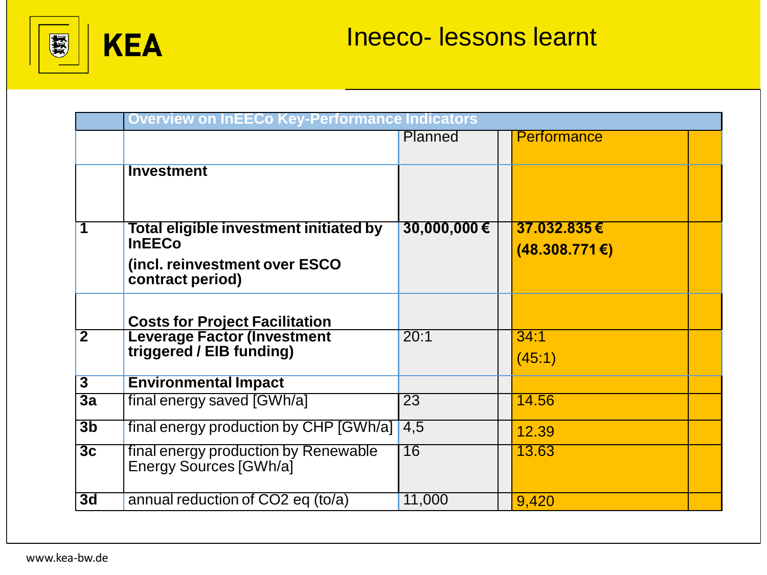# Ineeco- lessons learnt

| | Overview on InEECo Key-Performance Indicators | | | | |
|---|---|---|---|---|---|
| | | Planned | | Performance | |
| | **Investment** | | | | |
| **1** | **Total eligible investment initiated by InEECo (incl. reinvestment over ESCO contract period)** | **30,000,000 €** | | **37.032.835 € (48.308.771 €)** | |
| | **Costs for Project Facilitation** | | | | |
| **2** | **Leverage Factor (Investment triggered / EIB funding)** | 20:1 | | 34:1 (45:1) | |
| **3** | **Environmental Impact** | | | | |
| **3a** | final energy saved [GWh/a] | 23 | | 14.56 | |
| **3b** | final energy production by CHP [GWh/a] | 4,5 | | 12.39 | |
| **3c** | final energy production by Renewable Energy Sources [GWh/a] | 16 | | 13.63 | |
| **3d** | annual reduction of $CO_2$ eq (to/a) | 11,000 | | 9,420 | |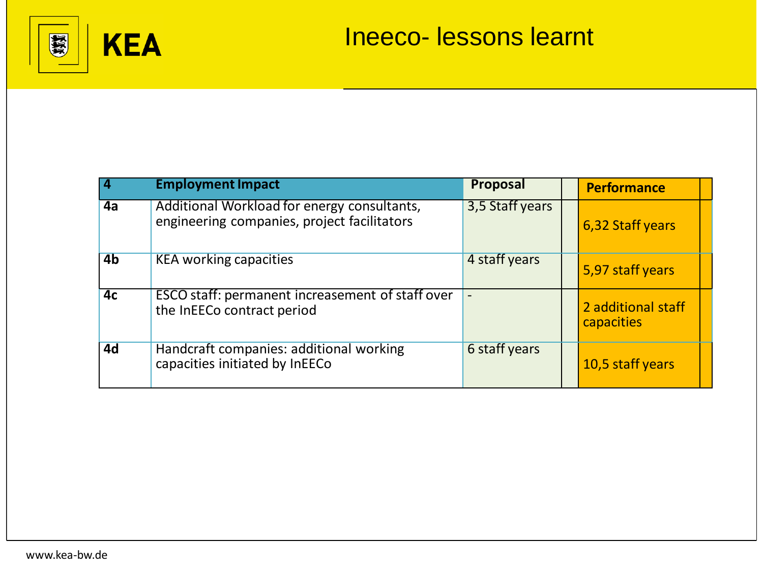# Ineeco- lessons learnt

| 4 | Employment Impact | Proposal | | Performance |
|---|---|---|---|---|
| 4a | Additional Workload for energy consultants, engineering companies, project facilitators | 3,5 Staff years | | 6,32 Staff years |
| 4b | KEA working capacities | 4 staff years | | 5,97 staff years |
| 4c | ESCO staff: permanent increasement of staff over the InEECo contract period | - | | 2 additional staff capacities |
| 4d | Handcraft companies: additional working capacities initiated by InEECo | 6 staff years | | 10,5 staff years |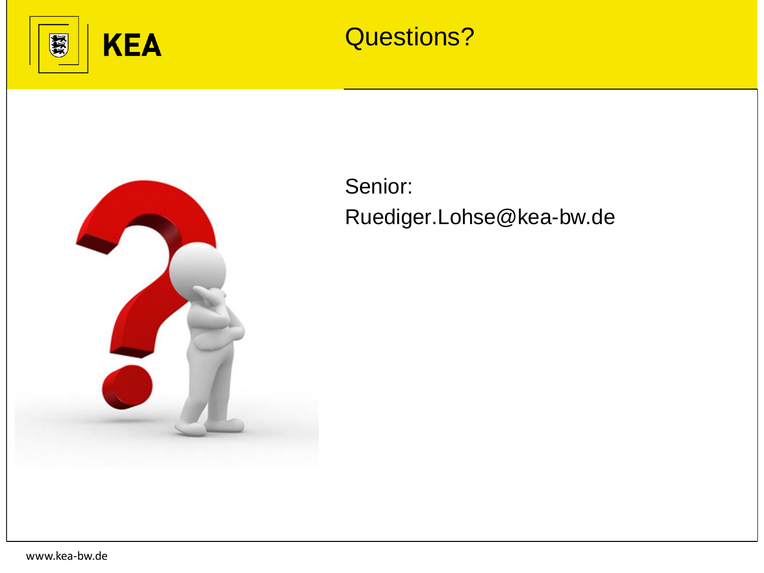# Questions?

Senior:
Ruediger.Lohse@kea-bw.de